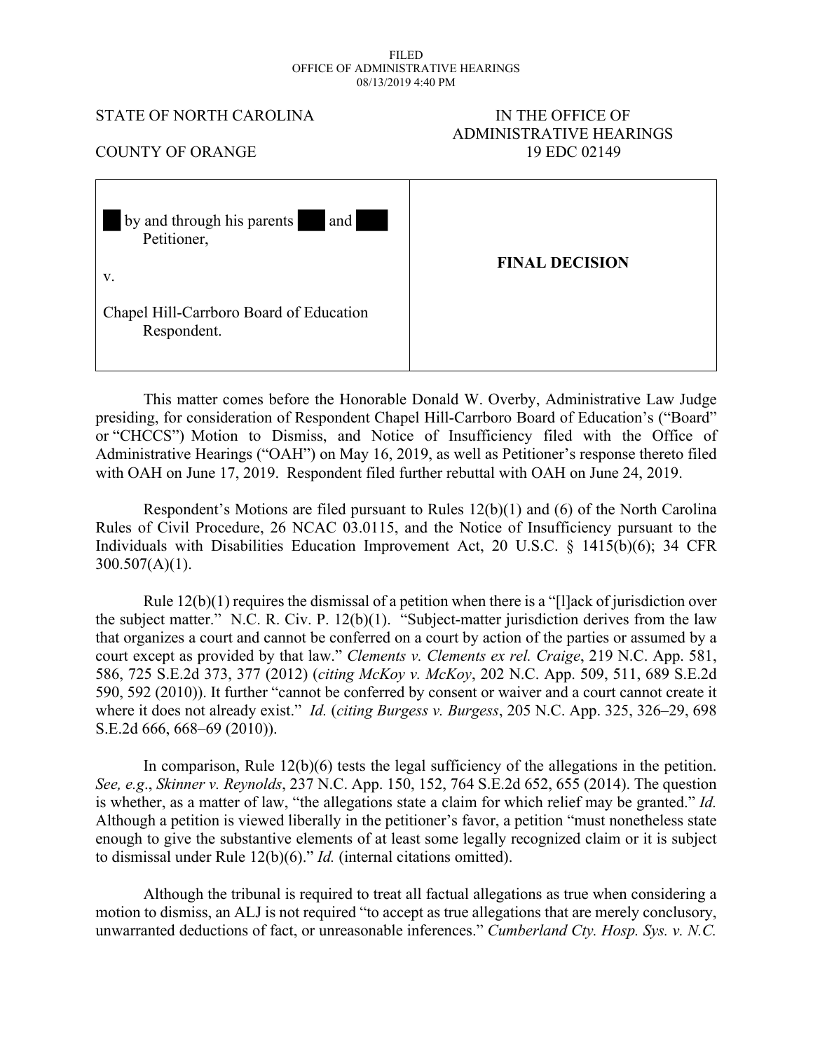FILED
OFFICE OF ADMINISTRATIVE HEARINGS
08/13/2019 4:40 PM

STATE OF NORTH CAROLINA

COUNTY OF ORANGE

IN THE OFFICE OF
ADMINISTRATIVE HEARINGS
19 EDC 02149

| | |
|---|---|
| ███ by and through his parents ███ and ███<br>Petitioner,<br><br>v.<br><br>Chapel Hill-Carrboro Board of Education<br>Respondent. | **FINAL DECISION** |

This matter comes before the Honorable Donald W. Overby, Administrative Law Judge presiding, for consideration of Respondent Chapel Hill-Carrboro Board of Education's ("Board" or "CHCCS") Motion to Dismiss, and Notice of Insufficiency filed with the Office of Administrative Hearings ("OAH") on May 16, 2019, as well as Petitioner's response thereto filed with OAH on June 17, 2019. Respondent filed further rebuttal with OAH on June 24, 2019.

Respondent's Motions are filed pursuant to Rules 12(b)(1) and (6) of the North Carolina Rules of Civil Procedure, 26 NCAC 03.0115, and the Notice of Insufficiency pursuant to the Individuals with Disabilities Education Improvement Act, 20 U.S.C. § 1415(b)(6); 34 CFR 300.507(A)(1).

Rule 12(b)(1) requires the dismissal of a petition when there is a "[l]ack of jurisdiction over the subject matter." N.C. R. Civ. P. 12(b)(1). "Subject-matter jurisdiction derives from the law that organizes a court and cannot be conferred on a court by action of the parties or assumed by a court except as provided by that law." *Clements v. Clements ex rel. Craige*, 219 N.C. App. 581, 586, 725 S.E.2d 373, 377 (2012) (*citing McKoy v. McKoy*, 202 N.C. App. 509, 511, 689 S.E.2d 590, 592 (2010)). It further "cannot be conferred by consent or waiver and a court cannot create it where it does not already exist." *Id.* (*citing Burgess v. Burgess*, 205 N.C. App. 325, 326–29, 698 S.E.2d 666, 668–69 (2010)).

In comparison, Rule 12(b)(6) tests the legal sufficiency of the allegations in the petition. *See, e.g*., *Skinner v. Reynolds*, 237 N.C. App. 150, 152, 764 S.E.2d 652, 655 (2014). The question is whether, as a matter of law, "the allegations state a claim for which relief may be granted." *Id.* Although a petition is viewed liberally in the petitioner's favor, a petition "must nonetheless state enough to give the substantive elements of at least some legally recognized claim or it is subject to dismissal under Rule 12(b)(6)." *Id.* (internal citations omitted).

Although the tribunal is required to treat all factual allegations as true when considering a motion to dismiss, an ALJ is not required "to accept as true allegations that are merely conclusory, unwarranted deductions of fact, or unreasonable inferences." *Cumberland Cty. Hosp. Sys. v. N.C.*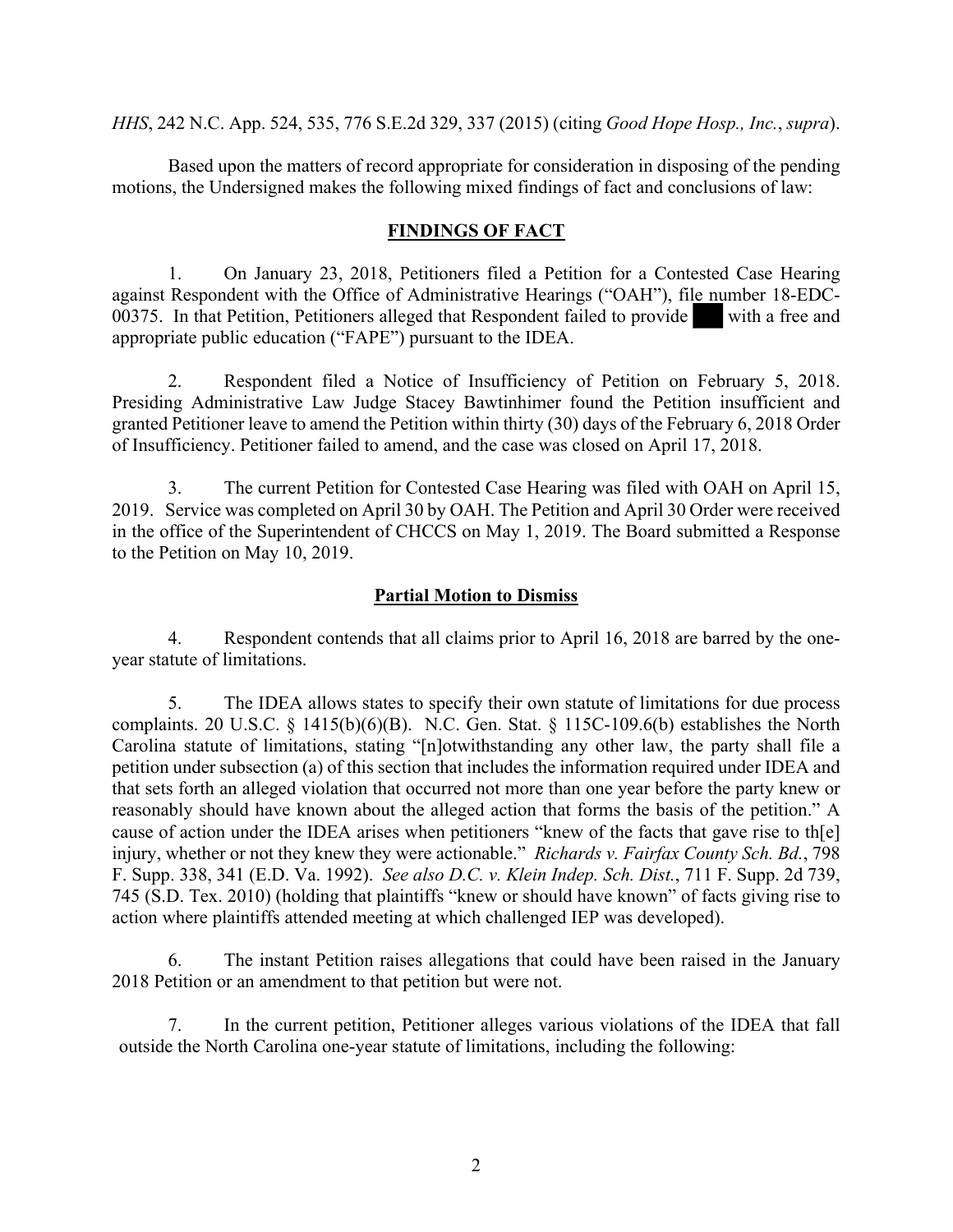*HHS*, 242 N.C. App. 524, 535, 776 S.E.2d 329, 337 (2015) (citing *Good Hope Hosp., Inc.*, *supra*).

Based upon the matters of record appropriate for consideration in disposing of the pending motions, the Undersigned makes the following mixed findings of fact and conclusions of law:

## FINDINGS OF FACT

1. On January 23, 2018, Petitioners filed a Petition for a Contested Case Hearing against Respondent with the Office of Administrative Hearings ("OAH"), file number 18-EDC-00375. In that Petition, Petitioners alleged that Respondent failed to provide ███ with a free and appropriate public education ("FAPE") pursuant to the IDEA.

2. Respondent filed a Notice of Insufficiency of Petition on February 5, 2018. Presiding Administrative Law Judge Stacey Bawtinhimer found the Petition insufficient and granted Petitioner leave to amend the Petition within thirty (30) days of the February 6, 2018 Order of Insufficiency. Petitioner failed to amend, and the case was closed on April 17, 2018.

3. The current Petition for Contested Case Hearing was filed with OAH on April 15, 2019. Service was completed on April 30 by OAH. The Petition and April 30 Order were received in the office of the Superintendent of CHCCS on May 1, 2019. The Board submitted a Response to the Petition on May 10, 2019.

### Partial Motion to Dismiss

4. Respondent contends that all claims prior to April 16, 2018 are barred by the one-year statute of limitations.

5. The IDEA allows states to specify their own statute of limitations for due process complaints. 20 U.S.C. § 1415(b)(6)(B). N.C. Gen. Stat. § 115C-109.6(b) establishes the North Carolina statute of limitations, stating "[n]otwithstanding any other law, the party shall file a petition under subsection (a) of this section that includes the information required under IDEA and that sets forth an alleged violation that occurred not more than one year before the party knew or reasonably should have known about the alleged action that forms the basis of the petition." A cause of action under the IDEA arises when petitioners "knew of the facts that gave rise to th[e] injury, whether or not they knew they were actionable." *Richards v. Fairfax County Sch. Bd.*, 798 F. Supp. 338, 341 (E.D. Va. 1992). *See also D.C. v. Klein Indep. Sch. Dist.*, 711 F. Supp. 2d 739, 745 (S.D. Tex. 2010) (holding that plaintiffs "knew or should have known" of facts giving rise to action where plaintiffs attended meeting at which challenged IEP was developed).

6. The instant Petition raises allegations that could have been raised in the January 2018 Petition or an amendment to that petition but were not.

7. In the current petition, Petitioner alleges various violations of the IDEA that fall outside the North Carolina one-year statute of limitations, including the following: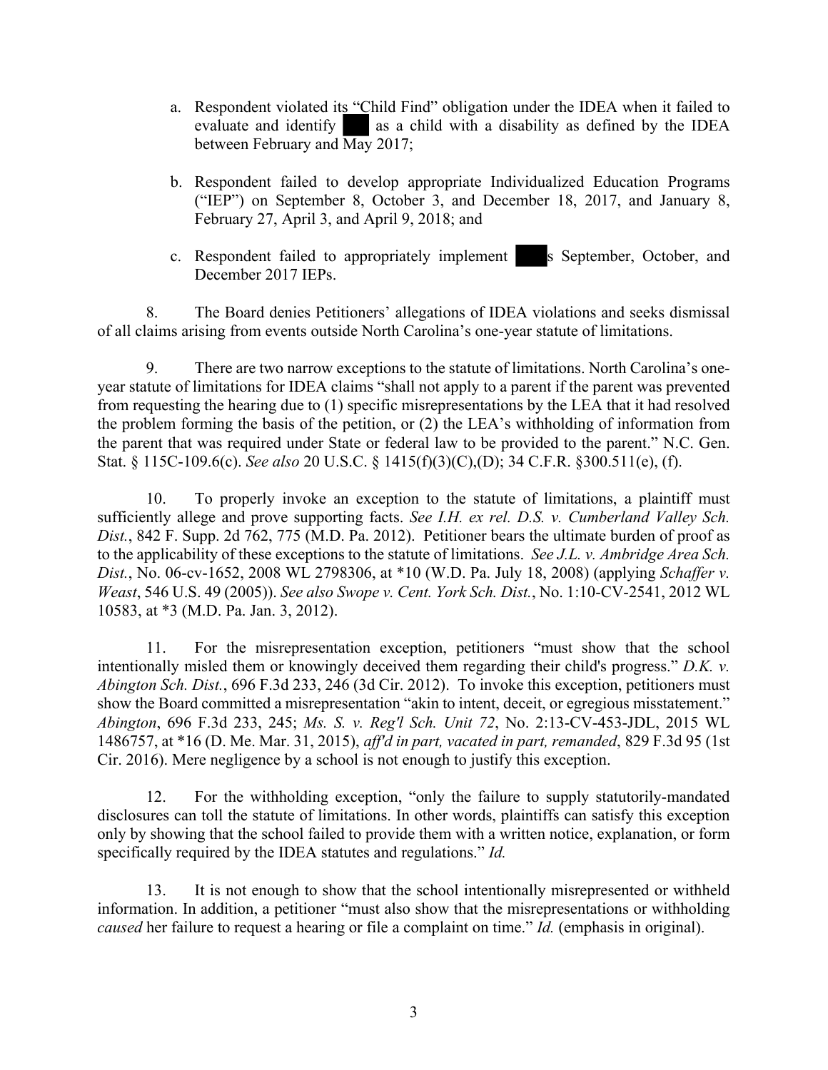a. Respondent violated its "Child Find" obligation under the IDEA when it failed to evaluate and identify ███ as a child with a disability as defined by the IDEA between February and May 2017;

b. Respondent failed to develop appropriate Individualized Education Programs ("IEP") on September 8, October 3, and December 18, 2017, and January 8, February 27, April 3, and April 9, 2018; and

c. Respondent failed to appropriately implement ███s September, October, and December 2017 IEPs.

8. The Board denies Petitioners' allegations of IDEA violations and seeks dismissal of all claims arising from events outside North Carolina's one-year statute of limitations.

9. There are two narrow exceptions to the statute of limitations. North Carolina's one-year statute of limitations for IDEA claims "shall not apply to a parent if the parent was prevented from requesting the hearing due to (1) specific misrepresentations by the LEA that it had resolved the problem forming the basis of the petition, or (2) the LEA's withholding of information from the parent that was required under State or federal law to be provided to the parent." N.C. Gen. Stat. § 115C-109.6(c). *See also* 20 U.S.C. § 1415(f)(3)(C),(D); 34 C.F.R. §300.511(e), (f).

10. To properly invoke an exception to the statute of limitations, a plaintiff must sufficiently allege and prove supporting facts. *See I.H. ex rel. D.S. v. Cumberland Valley Sch. Dist.*, 842 F. Supp. 2d 762, 775 (M.D. Pa. 2012). Petitioner bears the ultimate burden of proof as to the applicability of these exceptions to the statute of limitations. *See J.L. v. Ambridge Area Sch. Dist.*, No. 06-cv-1652, 2008 WL 2798306, at *10 (W.D. Pa. July 18, 2008) (applying *Schaffer v. Weast*, 546 U.S. 49 (2005)). *See also Swope v. Cent. York Sch. Dist.*, No. 1:10-CV-2541, 2012 WL 10583, at *3 (M.D. Pa. Jan. 3, 2012).

11. For the misrepresentation exception, petitioners "must show that the school intentionally misled them or knowingly deceived them regarding their child's progress." *D.K. v. Abington Sch. Dist.*, 696 F.3d 233, 246 (3d Cir. 2012). To invoke this exception, petitioners must show the Board committed a misrepresentation "akin to intent, deceit, or egregious misstatement." *Abington*, 696 F.3d 233, 245; *Ms. S. v. Reg'l Sch. Unit 72*, No. 2:13-CV-453-JDL, 2015 WL 1486757, at *16 (D. Me. Mar. 31, 2015), *aff'd in part, vacated in part, remanded*, 829 F.3d 95 (1st Cir. 2016). Mere negligence by a school is not enough to justify this exception.

12. For the withholding exception, "only the failure to supply statutorily-mandated disclosures can toll the statute of limitations. In other words, plaintiffs can satisfy this exception only by showing that the school failed to provide them with a written notice, explanation, or form specifically required by the IDEA statutes and regulations." *Id.*

13. It is not enough to show that the school intentionally misrepresented or withheld information. In addition, a petitioner "must also show that the misrepresentations or withholding *caused* her failure to request a hearing or file a complaint on time." *Id.* (emphasis in original).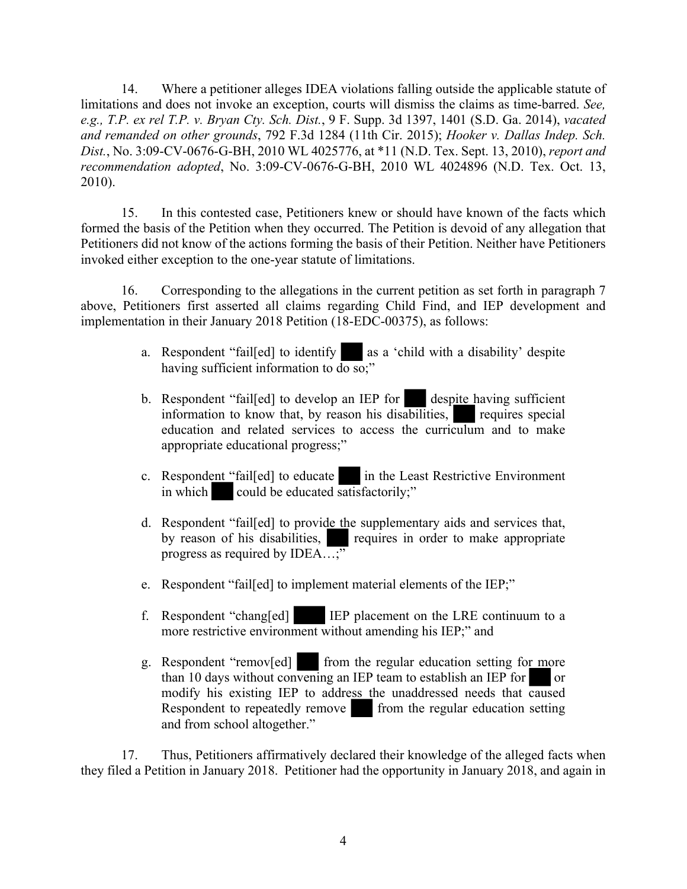14. Where a petitioner alleges IDEA violations falling outside the applicable statute of limitations and does not invoke an exception, courts will dismiss the claims as time-barred. *See, e.g., T.P. ex rel T.P. v. Bryan Cty. Sch. Dist.*, 9 F. Supp. 3d 1397, 1401 (S.D. Ga. 2014), *vacated and remanded on other grounds*, 792 F.3d 1284 (11th Cir. 2015); *Hooker v. Dallas Indep. Sch. Dist.*, No. 3:09-CV-0676-G-BH, 2010 WL 4025776, at *11 (N.D. Tex. Sept. 13, 2010), *report and recommendation adopted*, No. 3:09-CV-0676-G-BH, 2010 WL 4024896 (N.D. Tex. Oct. 13, 2010).

15. In this contested case, Petitioners knew or should have known of the facts which formed the basis of the Petition when they occurred. The Petition is devoid of any allegation that Petitioners did not know of the actions forming the basis of their Petition. Neither have Petitioners invoked either exception to the one-year statute of limitations.

16. Corresponding to the allegations in the current petition as set forth in paragraph 7 above, Petitioners first asserted all claims regarding Child Find, and IEP development and implementation in their January 2018 Petition (18-EDC-00375), as follows:

a. Respondent "fail[ed] to identify ███ as a 'child with a disability' despite having sufficient information to do so;"

b. Respondent "fail[ed] to develop an IEP for ███ despite having sufficient information to know that, by reason his disabilities, ███ requires special education and related services to access the curriculum and to make appropriate educational progress;"

c. Respondent "fail[ed] to educate ███ in the Least Restrictive Environment in which ███ could be educated satisfactorily;"

d. Respondent "fail[ed] to provide the supplementary aids and services that, by reason of his disabilities, ███ requires in order to make appropriate progress as required by IDEA…;"

e. Respondent "fail[ed] to implement material elements of the IEP;"

f. Respondent "chang[ed] ███ IEP placement on the LRE continuum to a more restrictive environment without amending his IEP;" and

g. Respondent "remov[ed] ███ from the regular education setting for more than 10 days without convening an IEP team to establish an IEP for ███ or modify his existing IEP to address the unaddressed needs that caused Respondent to repeatedly remove ███ from the regular education setting and from school altogether."

17. Thus, Petitioners affirmatively declared their knowledge of the alleged facts when they filed a Petition in January 2018. Petitioner had the opportunity in January 2018, and again in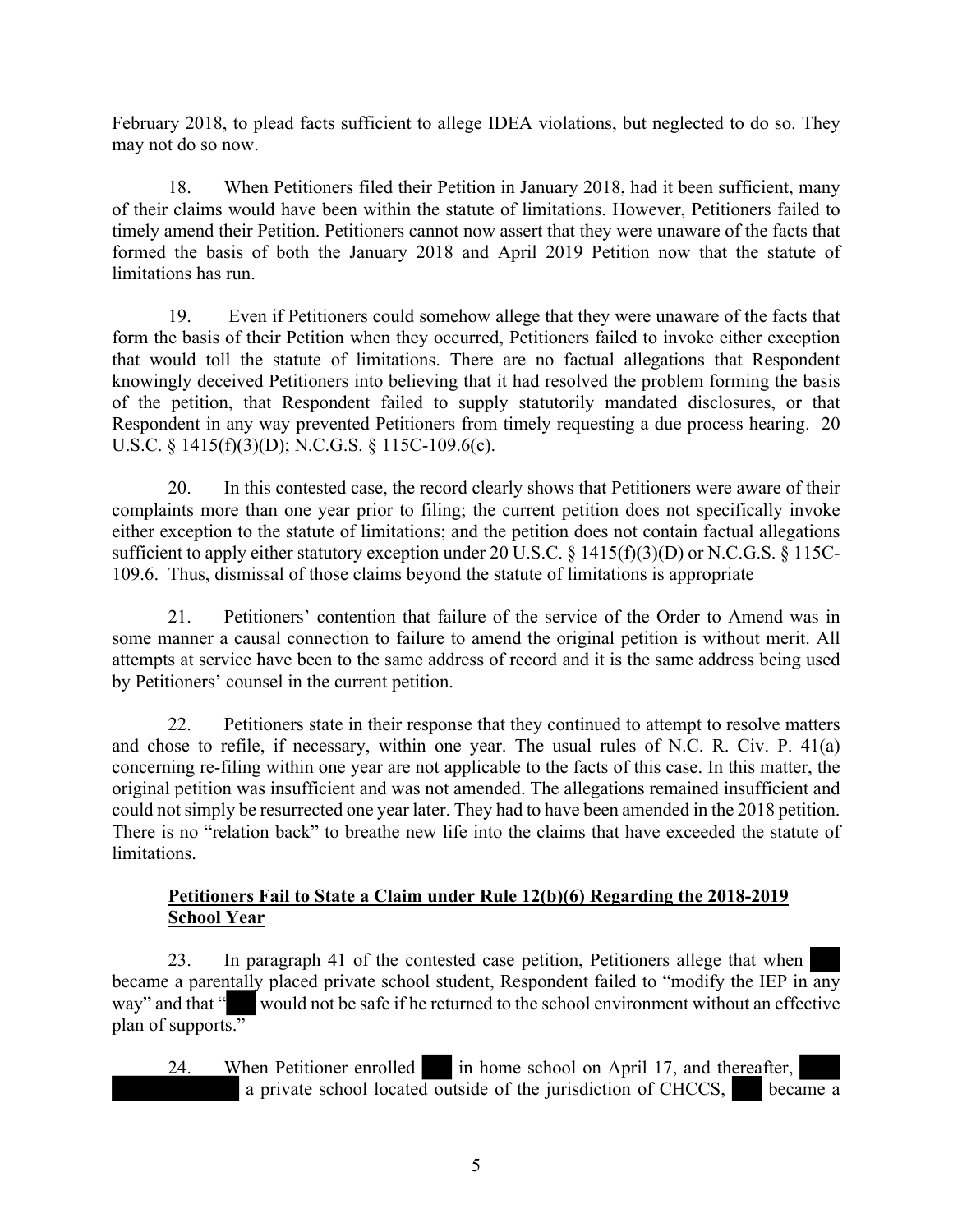February 2018, to plead facts sufficient to allege IDEA violations, but neglected to do so. They may not do so now.

18. When Petitioners filed their Petition in January 2018, had it been sufficient, many of their claims would have been within the statute of limitations. However, Petitioners failed to timely amend their Petition. Petitioners cannot now assert that they were unaware of the facts that formed the basis of both the January 2018 and April 2019 Petition now that the statute of limitations has run.

19. Even if Petitioners could somehow allege that they were unaware of the facts that form the basis of their Petition when they occurred, Petitioners failed to invoke either exception that would toll the statute of limitations. There are no factual allegations that Respondent knowingly deceived Petitioners into believing that it had resolved the problem forming the basis of the petition, that Respondent failed to supply statutorily mandated disclosures, or that Respondent in any way prevented Petitioners from timely requesting a due process hearing. 20 U.S.C. § 1415(f)(3)(D); N.C.G.S. § 115C-109.6(c).

20. In this contested case, the record clearly shows that Petitioners were aware of their complaints more than one year prior to filing; the current petition does not specifically invoke either exception to the statute of limitations; and the petition does not contain factual allegations sufficient to apply either statutory exception under 20 U.S.C. § 1415(f)(3)(D) or N.C.G.S. § 115C-109.6. Thus, dismissal of those claims beyond the statute of limitations is appropriate

21. Petitioners' contention that failure of the service of the Order to Amend was in some manner a causal connection to failure to amend the original petition is without merit. All attempts at service have been to the same address of record and it is the same address being used by Petitioners' counsel in the current petition.

22. Petitioners state in their response that they continued to attempt to resolve matters and chose to refile, if necessary, within one year. The usual rules of N.C. R. Civ. P. 41(a) concerning re-filing within one year are not applicable to the facts of this case. In this matter, the original petition was insufficient and was not amended. The allegations remained insufficient and could not simply be resurrected one year later. They had to have been amended in the 2018 petition. There is no "relation back" to breathe new life into the claims that have exceeded the statute of limitations.

**Petitioners Fail to State a Claim under Rule 12(b)(6) Regarding the 2018-2019 School Year**

23. In paragraph 41 of the contested case petition, Petitioners allege that when ███ became a parentally placed private school student, Respondent failed to "modify the IEP in any way" and that "███ would not be safe if he returned to the school environment without an effective plan of supports."

24. When Petitioner enrolled ███ in home school on April 17, and thereafter, ███ ███████ a private school located outside of the jurisdiction of CHCCS, ███ became a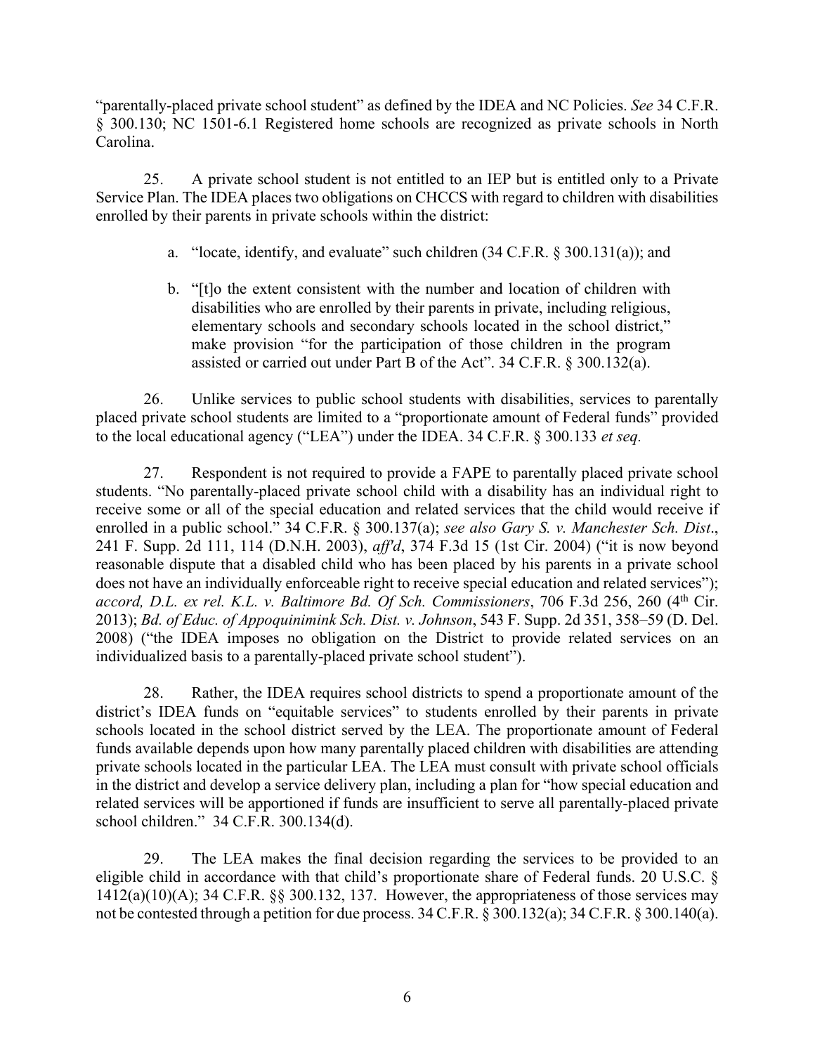"parentally-placed private school student" as defined by the IDEA and NC Policies. *See* 34 C.F.R. § 300.130; NC 1501-6.1 Registered home schools are recognized as private schools in North Carolina.

25. A private school student is not entitled to an IEP but is entitled only to a Private Service Plan. The IDEA places two obligations on CHCCS with regard to children with disabilities enrolled by their parents in private schools within the district:

a. "locate, identify, and evaluate" such children (34 C.F.R. § 300.131(a)); and

b. "[t]o the extent consistent with the number and location of children with disabilities who are enrolled by their parents in private, including religious, elementary schools and secondary schools located in the school district," make provision "for the participation of those children in the program assisted or carried out under Part B of the Act". 34 C.F.R. § 300.132(a).

26. Unlike services to public school students with disabilities, services to parentally placed private school students are limited to a "proportionate amount of Federal funds" provided to the local educational agency ("LEA") under the IDEA. 34 C.F.R. § 300.133 *et seq.*

27. Respondent is not required to provide a FAPE to parentally placed private school students. "No parentally-placed private school child with a disability has an individual right to receive some or all of the special education and related services that the child would receive if enrolled in a public school." 34 C.F.R. § 300.137(a); *see also Gary S. v. Manchester Sch. Dist*., 241 F. Supp. 2d 111, 114 (D.N.H. 2003), *aff'd*, 374 F.3d 15 (1st Cir. 2004) ("it is now beyond reasonable dispute that a disabled child who has been placed by his parents in a private school does not have an individually enforceable right to receive special education and related services"); *accord, D.L. ex rel. K.L. v. Baltimore Bd. Of Sch. Commissioners*, 706 F.3d 256, 260 (4th Cir. 2013); *Bd. of Educ. of Appoquinimink Sch. Dist. v. Johnson*, 543 F. Supp. 2d 351, 358–59 (D. Del. 2008) ("the IDEA imposes no obligation on the District to provide related services on an individualized basis to a parentally-placed private school student").

28. Rather, the IDEA requires school districts to spend a proportionate amount of the district's IDEA funds on "equitable services" to students enrolled by their parents in private schools located in the school district served by the LEA. The proportionate amount of Federal funds available depends upon how many parentally placed children with disabilities are attending private schools located in the particular LEA. The LEA must consult with private school officials in the district and develop a service delivery plan, including a plan for "how special education and related services will be apportioned if funds are insufficient to serve all parentally-placed private school children." 34 C.F.R. 300.134(d).

29. The LEA makes the final decision regarding the services to be provided to an eligible child in accordance with that child's proportionate share of Federal funds. 20 U.S.C. § 1412(a)(10)(A); 34 C.F.R. §§ 300.132, 137. However, the appropriateness of those services may not be contested through a petition for due process. 34 C.F.R. § 300.132(a); 34 C.F.R. § 300.140(a).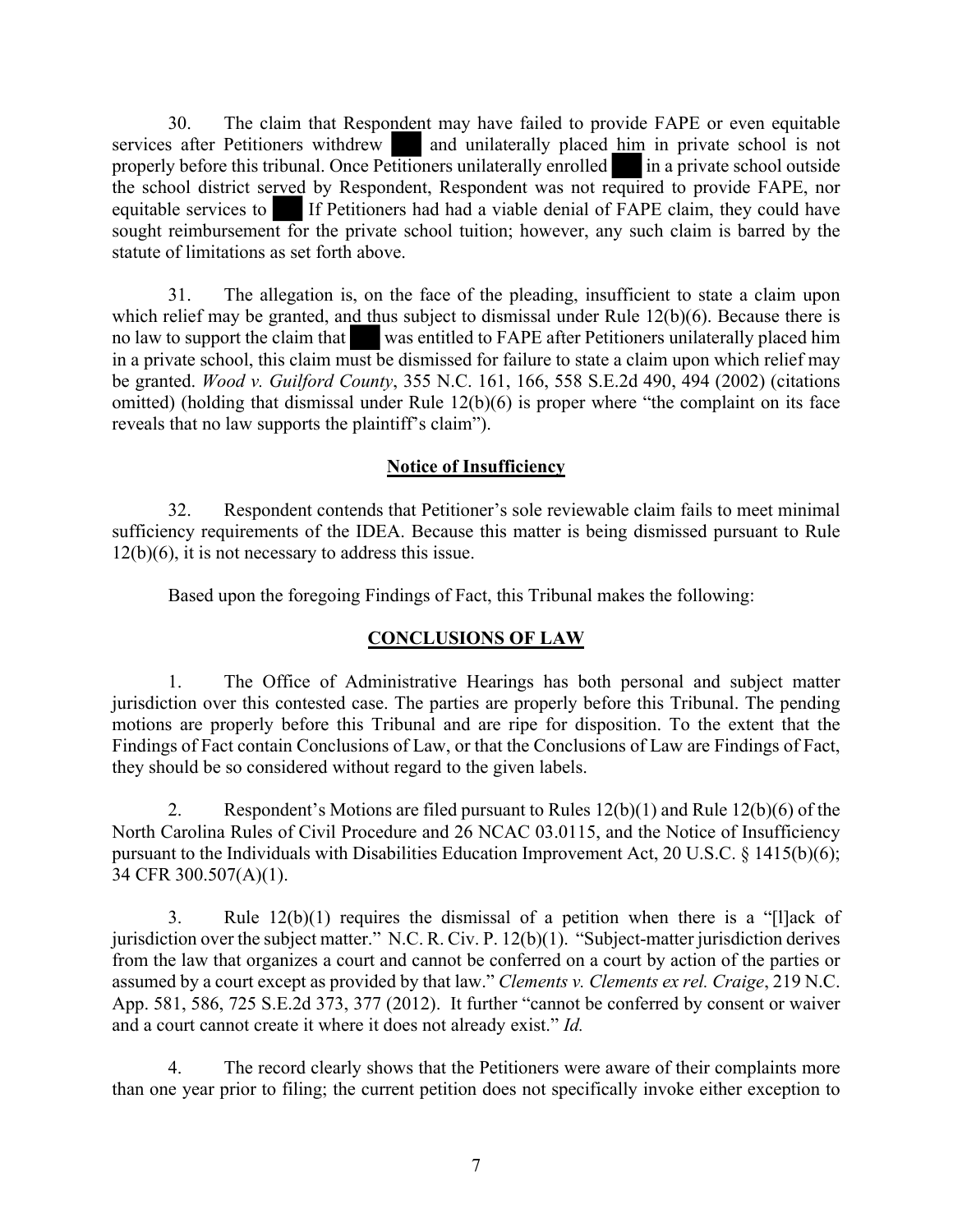30. The claim that Respondent may have failed to provide FAPE or even equitable services after Petitioners withdrew ███ and unilaterally placed him in private school is not properly before this tribunal. Once Petitioners unilaterally enrolled ███ in a private school outside the school district served by Respondent, Respondent was not required to provide FAPE, nor equitable services to ███ If Petitioners had had a viable denial of FAPE claim, they could have sought reimbursement for the private school tuition; however, any such claim is barred by the statute of limitations as set forth above.

31. The allegation is, on the face of the pleading, insufficient to state a claim upon which relief may be granted, and thus subject to dismissal under Rule 12(b)(6). Because there is no law to support the claim that ███ was entitled to FAPE after Petitioners unilaterally placed him in a private school, this claim must be dismissed for failure to state a claim upon which relief may be granted. *Wood v. Guilford County*, 355 N.C. 161, 166, 558 S.E.2d 490, 494 (2002) (citations omitted) (holding that dismissal under Rule 12(b)(6) is proper where "the complaint on its face reveals that no law supports the plaintiff's claim").

**Notice of Insufficiency**

32. Respondent contends that Petitioner's sole reviewable claim fails to meet minimal sufficiency requirements of the IDEA. Because this matter is being dismissed pursuant to Rule 12(b)(6), it is not necessary to address this issue.

Based upon the foregoing Findings of Fact, this Tribunal makes the following:

**CONCLUSIONS OF LAW**

1. The Office of Administrative Hearings has both personal and subject matter jurisdiction over this contested case. The parties are properly before this Tribunal. The pending motions are properly before this Tribunal and are ripe for disposition. To the extent that the Findings of Fact contain Conclusions of Law, or that the Conclusions of Law are Findings of Fact, they should be so considered without regard to the given labels.

2. Respondent's Motions are filed pursuant to Rules 12(b)(1) and Rule 12(b)(6) of the North Carolina Rules of Civil Procedure and 26 NCAC 03.0115, and the Notice of Insufficiency pursuant to the Individuals with Disabilities Education Improvement Act, 20 U.S.C. § 1415(b)(6); 34 CFR 300.507(A)(1).

3. Rule 12(b)(1) requires the dismissal of a petition when there is a "[l]ack of jurisdiction over the subject matter." N.C. R. Civ. P. 12(b)(1). "Subject-matter jurisdiction derives from the law that organizes a court and cannot be conferred on a court by action of the parties or assumed by a court except as provided by that law." *Clements v. Clements ex rel. Craige*, 219 N.C. App. 581, 586, 725 S.E.2d 373, 377 (2012). It further "cannot be conferred by consent or waiver and a court cannot create it where it does not already exist." *Id.*

4. The record clearly shows that the Petitioners were aware of their complaints more than one year prior to filing; the current petition does not specifically invoke either exception to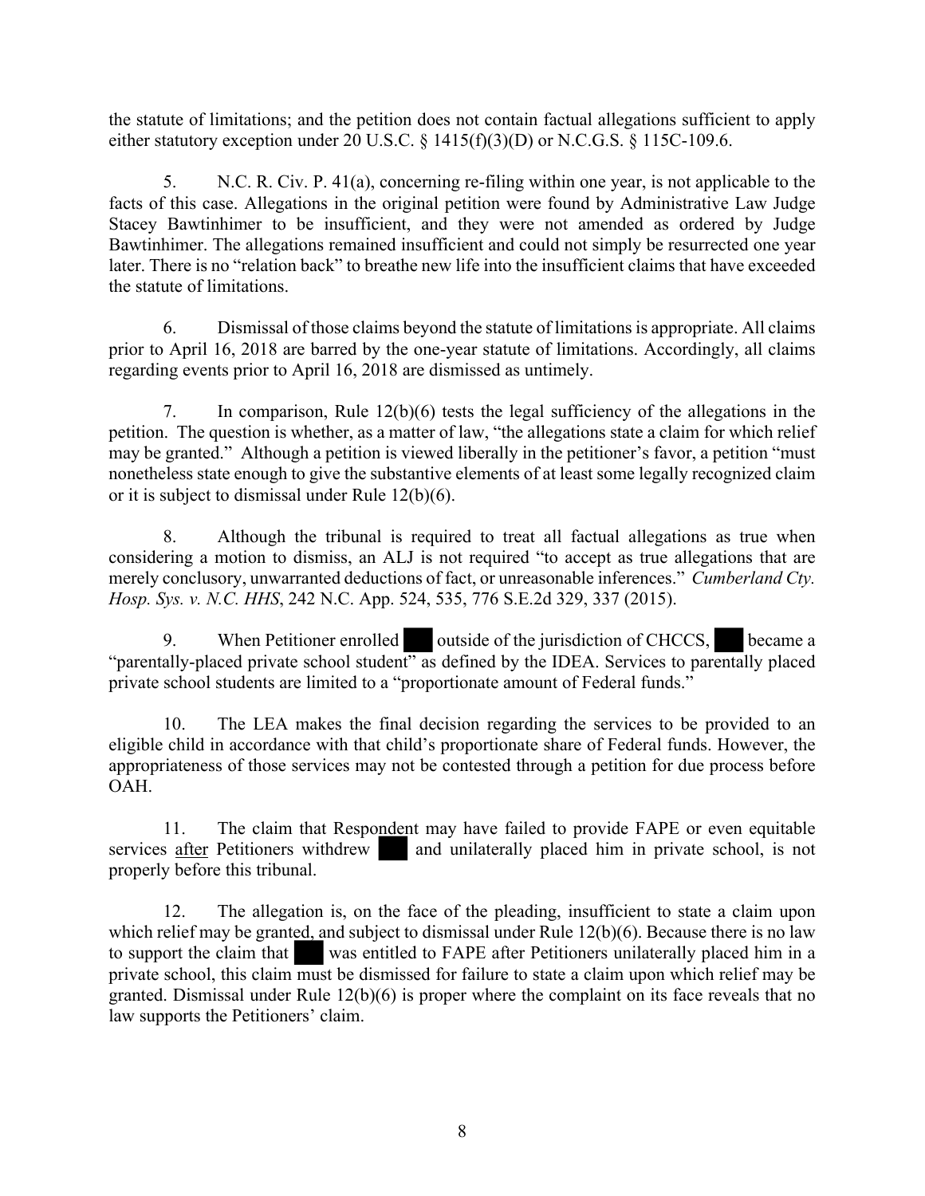the statute of limitations; and the petition does not contain factual allegations sufficient to apply either statutory exception under 20 U.S.C. § 1415(f)(3)(D) or N.C.G.S. § 115C-109.6.

5. N.C. R. Civ. P. 41(a), concerning re-filing within one year, is not applicable to the facts of this case. Allegations in the original petition were found by Administrative Law Judge Stacey Bawtinhimer to be insufficient, and they were not amended as ordered by Judge Bawtinhimer. The allegations remained insufficient and could not simply be resurrected one year later. There is no "relation back" to breathe new life into the insufficient claims that have exceeded the statute of limitations.

6. Dismissal of those claims beyond the statute of limitations is appropriate. All claims prior to April 16, 2018 are barred by the one-year statute of limitations. Accordingly, all claims regarding events prior to April 16, 2018 are dismissed as untimely.

7. In comparison, Rule 12(b)(6) tests the legal sufficiency of the allegations in the petition. The question is whether, as a matter of law, "the allegations state a claim for which relief may be granted." Although a petition is viewed liberally in the petitioner's favor, a petition "must nonetheless state enough to give the substantive elements of at least some legally recognized claim or it is subject to dismissal under Rule 12(b)(6).

8. Although the tribunal is required to treat all factual allegations as true when considering a motion to dismiss, an ALJ is not required "to accept as true allegations that are merely conclusory, unwarranted deductions of fact, or unreasonable inferences." *Cumberland Cty. Hosp. Sys. v. N.C. HHS*, 242 N.C. App. 524, 535, 776 S.E.2d 329, 337 (2015).

9. When Petitioner enrolled ███ outside of the jurisdiction of CHCCS, ███ became a "parentally-placed private school student" as defined by the IDEA. Services to parentally placed private school students are limited to a "proportionate amount of Federal funds."

10. The LEA makes the final decision regarding the services to be provided to an eligible child in accordance with that child's proportionate share of Federal funds. However, the appropriateness of those services may not be contested through a petition for due process before OAH.

11. The claim that Respondent may have failed to provide FAPE or even equitable services <u>after</u> Petitioners withdrew ███ and unilaterally placed him in private school, is not properly before this tribunal.

12. The allegation is, on the face of the pleading, insufficient to state a claim upon which relief may be granted, and subject to dismissal under Rule 12(b)(6). Because there is no law to support the claim that ███ was entitled to FAPE after Petitioners unilaterally placed him in a private school, this claim must be dismissed for failure to state a claim upon which relief may be granted. Dismissal under Rule 12(b)(6) is proper where the complaint on its face reveals that no law supports the Petitioners' claim.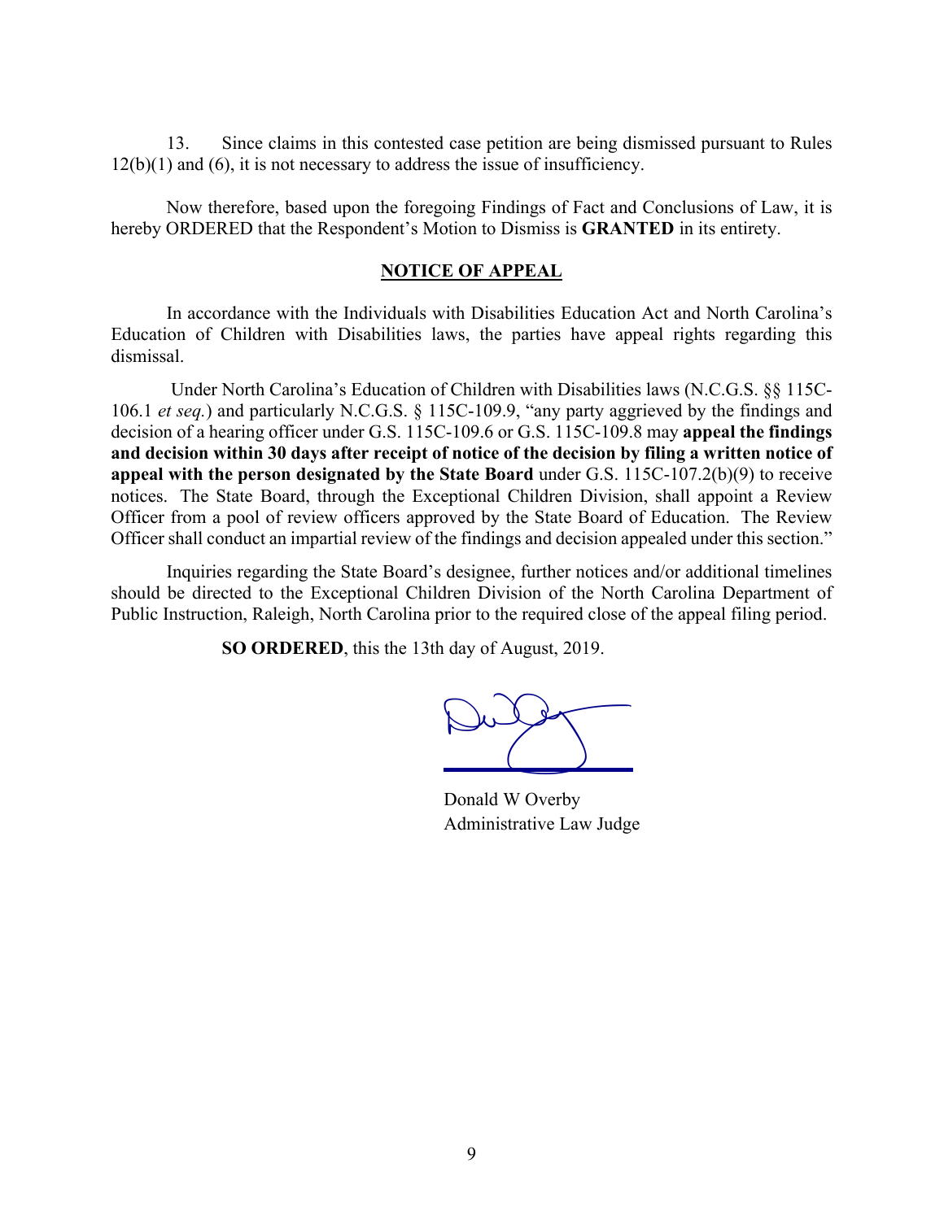13. Since claims in this contested case petition are being dismissed pursuant to Rules 12(b)(1) and (6), it is not necessary to address the issue of insufficiency.

Now therefore, based upon the foregoing Findings of Fact and Conclusions of Law, it is hereby ORDERED that the Respondent's Motion to Dismiss is **GRANTED** in its entirety.

## NOTICE OF APPEAL

In accordance with the Individuals with Disabilities Education Act and North Carolina's Education of Children with Disabilities laws, the parties have appeal rights regarding this dismissal.

Under North Carolina's Education of Children with Disabilities laws (N.C.G.S. §§ 115C-106.1 *et seq.*) and particularly N.C.G.S. § 115C-109.9, "any party aggrieved by the findings and decision of a hearing officer under G.S. 115C-109.6 or G.S. 115C-109.8 may **appeal the findings and decision within 30 days after receipt of notice of the decision by filing a written notice of appeal with the person designated by the State Board** under G.S. 115C-107.2(b)(9) to receive notices. The State Board, through the Exceptional Children Division, shall appoint a Review Officer from a pool of review officers approved by the State Board of Education. The Review Officer shall conduct an impartial review of the findings and decision appealed under this section."

Inquiries regarding the State Board's designee, further notices and/or additional timelines should be directed to the Exceptional Children Division of the North Carolina Department of Public Instruction, Raleigh, North Carolina prior to the required close of the appeal filing period.

**SO ORDERED**, this the 13th day of August, 2019.

Donald W Overby
Administrative Law Judge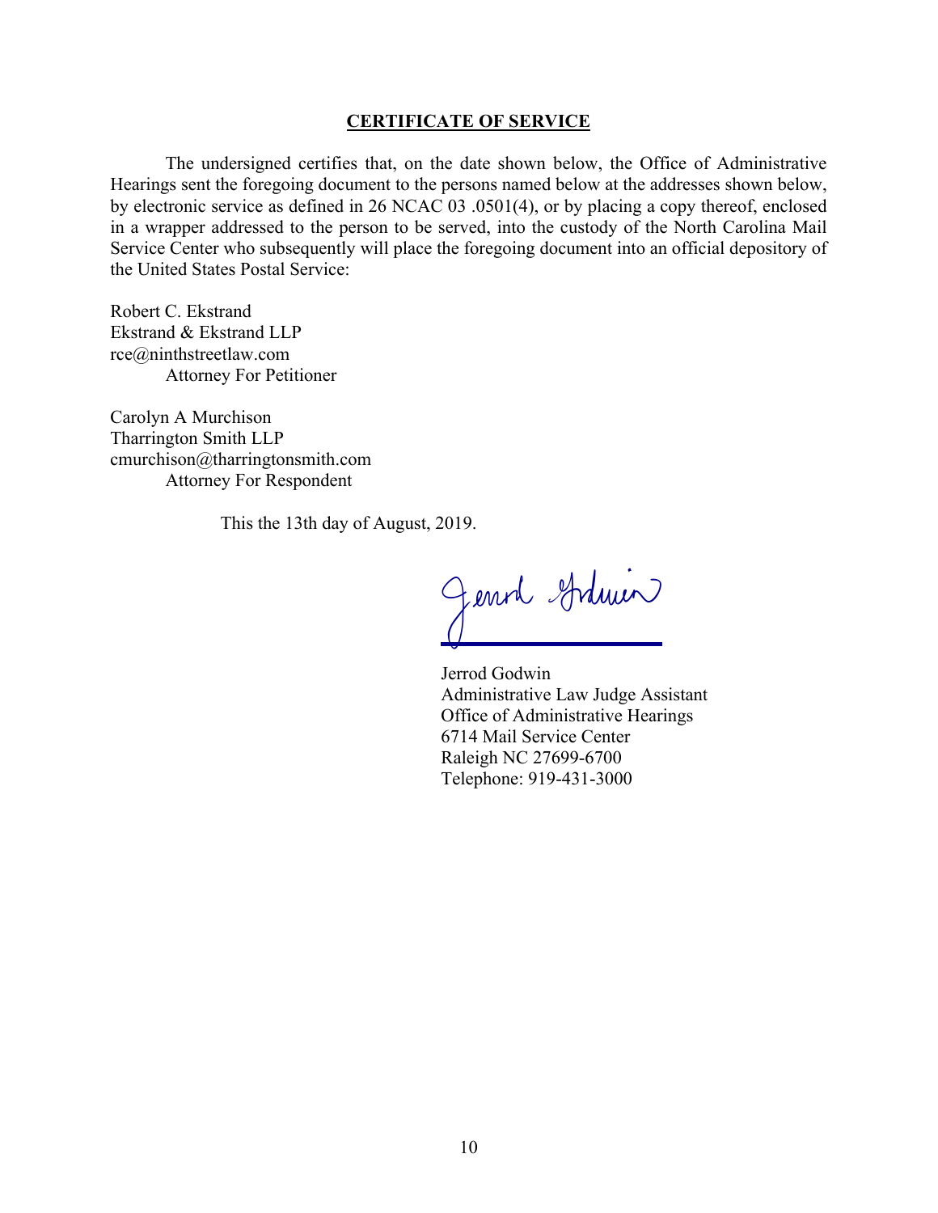**CERTIFICATE OF SERVICE**

The undersigned certifies that, on the date shown below, the Office of Administrative Hearings sent the foregoing document to the persons named below at the addresses shown below, by electronic service as defined in 26 NCAC 03 .0501(4), or by placing a copy thereof, enclosed in a wrapper addressed to the person to be served, into the custody of the North Carolina Mail Service Center who subsequently will place the foregoing document into an official depository of the United States Postal Service:

Robert C. Ekstrand
Ekstrand & Ekstrand LLP
rce@ninthstreetlaw.com
Attorney For Petitioner

Carolyn A Murchison
Tharrington Smith LLP
cmurchison@tharringtonsmith.com
Attorney For Respondent

This the 13th day of August, 2019.

Jerrod Godwin
Administrative Law Judge Assistant
Office of Administrative Hearings
6714 Mail Service Center
Raleigh NC 27699-6700
Telephone: 919-431-3000